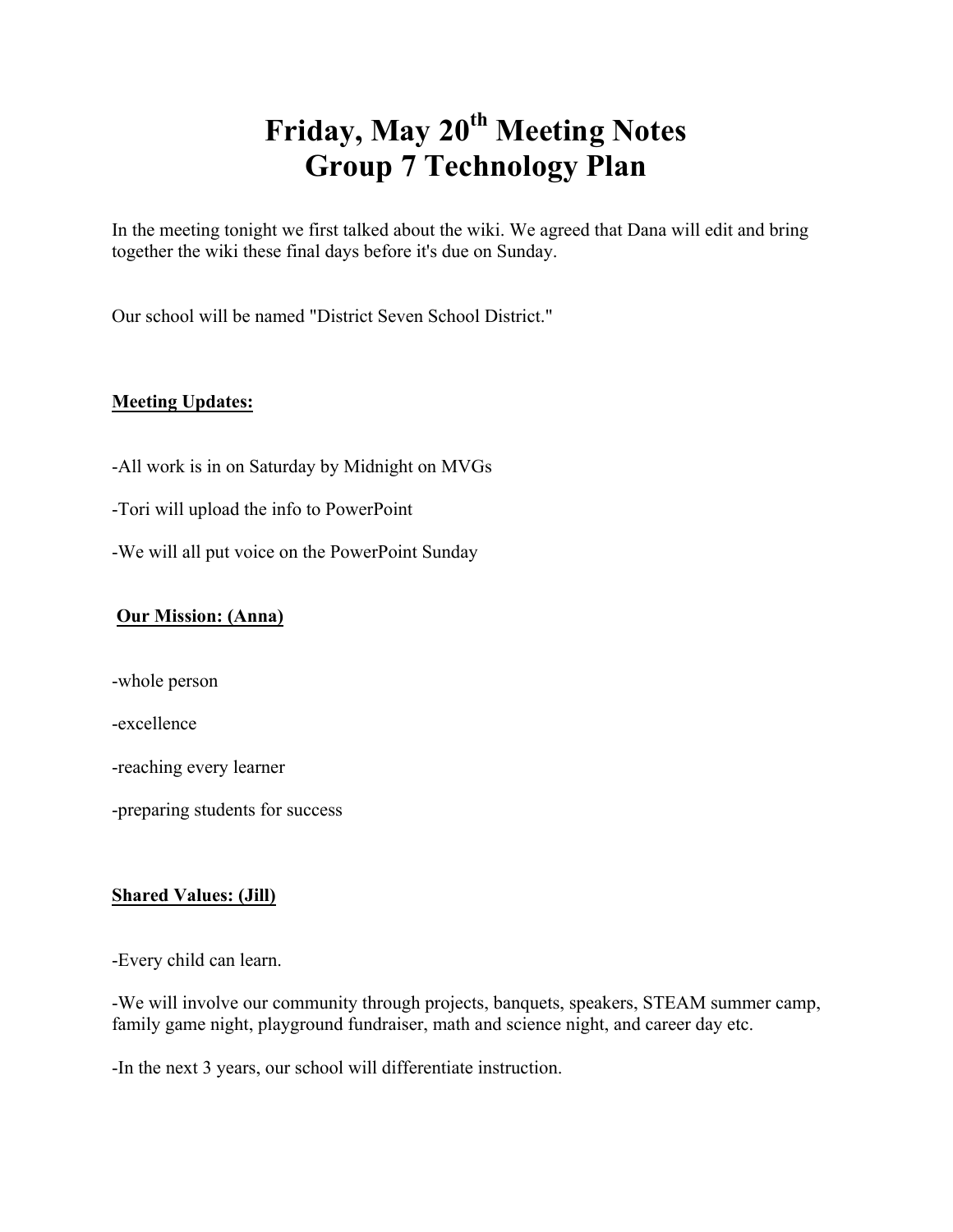# Friday, May 20th Meeting Notes
# Group 7 Technology Plan

In the meeting tonight we first talked about the wiki. We agreed that Dana will edit and bring together the wiki these final days before it's due on Sunday.

Our school will be named "District Seven School District."

**Meeting Updates:**

-All work is in on Saturday by Midnight on MVGs

-Tori will upload the info to PowerPoint

-We will all put voice on the PowerPoint Sunday

**Our Mission: (Anna)**

-whole person

-excellence

-reaching every learner

-preparing students for success

**Shared Values: (Jill)**

-Every child can learn.

-We will involve our community through projects, banquets, speakers, STEAM summer camp, family game night, playground fundraiser, math and science night, and career day etc.

-In the next 3 years, our school will differentiate instruction.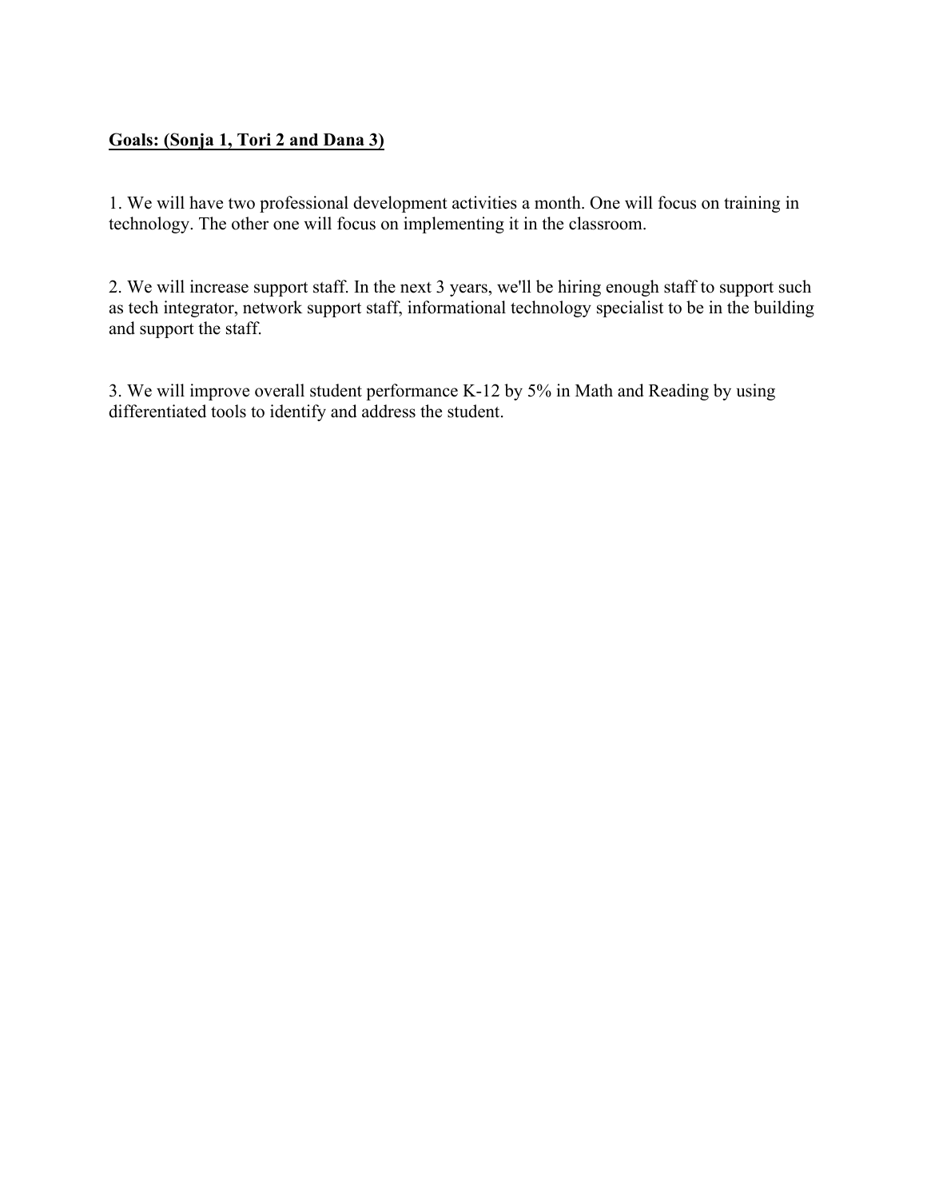**<u>Goals: (Sonja 1, Tori 2 and Dana 3)</u>**

1. We will have two professional development activities a month. One will focus on training in technology. The other one will focus on implementing it in the classroom.

2. We will increase support staff. In the next 3 years, we'll be hiring enough staff to support such as tech integrator, network support staff, informational technology specialist to be in the building and support the staff.

3. We will improve overall student performance K-12 by 5% in Math and Reading by using differentiated tools to identify and address the student.